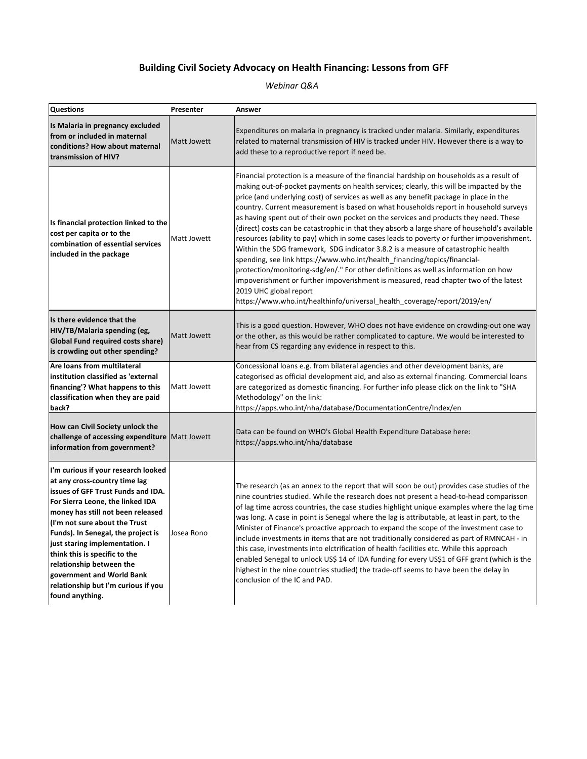## Building Civil Society Advocacy on Health Financing: Lessons from GFF

*Webinar Q&A*

| Questions | Presenter | Answer |
|---|---|---|
| **Is Malaria in pregnancy excluded from or included in maternal conditions? How about maternal transmission of HIV?** | Matt Jowett | Expenditures on malaria in pregnancy is tracked under malaria. Similarly, expenditures related to maternal transmission of HIV is tracked under HIV. However there is a way to add these to a reproductive report if need be. |
| **Is financial protection linked to the cost per capita or to the combination of essential services included in the package** | Matt Jowett | Financial protection is a measure of the financial hardship on households as a result of making out-of-pocket payments on health services; clearly, this will be impacted by the price (and underlying cost) of services as well as any benefit package in place in the country. Current measurement is based on what households report in household surveys as having spent out of their own pocket on the services and products they need. These (direct) costs can be catastrophic in that they absorb a large share of household's available resources (ability to pay) which in some cases leads to poverty or further impoverishment. Within the SDG framework, SDG indicator 3.8.2 is a measure of catastrophic health spending, see link https://www.who.int/health_financing/topics/financial-protection/monitoring-sdg/en/." For other definitions as well as information on how impoverishment or further impoverishment is measured, read chapter two of the latest 2019 UHC global report https://www.who.int/healthinfo/universal_health_coverage/report/2019/en/ |
| **Is there evidence that the HIV/TB/Malaria spending (eg, Global Fund required costs share) is crowding out other spending?** | Matt Jowett | This is a good question. However, WHO does not have evidence on crowding-out one way or the other, as this would be rather complicated to capture. We would be interested to hear from CS regarding any evidence in respect to this. |
| **Are loans from multilateral institution classified as 'external financing'? What happens to this classification when they are paid back?** | Matt Jowett | Concessional loans e.g. from bilateral agencies and other development banks, are categorised as official development aid, and also as external financing. Commercial loans are categorized as domestic financing. For further info please click on the link to "SHA Methodology" on the link: https://apps.who.int/nha/database/DocumentationCentre/Index/en |
| **How can Civil Society unlock the challenge of accessing expenditure information from government?** | Matt Jowett | Data can be found on WHO's Global Health Expenditure Database here: https://apps.who.int/nha/database |
| **I'm curious if your research looked at any cross-country time lag issues of GFF Trust Funds and IDA. For Sierra Leone, the linked IDA money has still not been released (I'm not sure about the Trust Funds). In Senegal, the project is just staring implementation. I think this is specific to the relationship between the government and World Bank relationship but I'm curious if you found anything.** | Josea Rono | The research (as an annex to the report that will soon be out) provides case studies of the nine countries studied. While the research does not present a head-to-head comparisson of lag time across countries, the case studies highlight unique examples where the lag time was long. A case in point is Senegal where the lag is attributable, at least in part, to the Minister of Finance's proactive approach to expand the scope of the investment case to include investments in items that are not traditionally considered as part of RMNCAH - in this case, investments into elctrification of health facilities etc. While this approach enabled Senegal to unlock US$ 14 of IDA funding for every US$1 of GFF grant (which is the highest in the nine countries studied) the trade-off seems to have been the delay in conclusion of the IC and PAD. |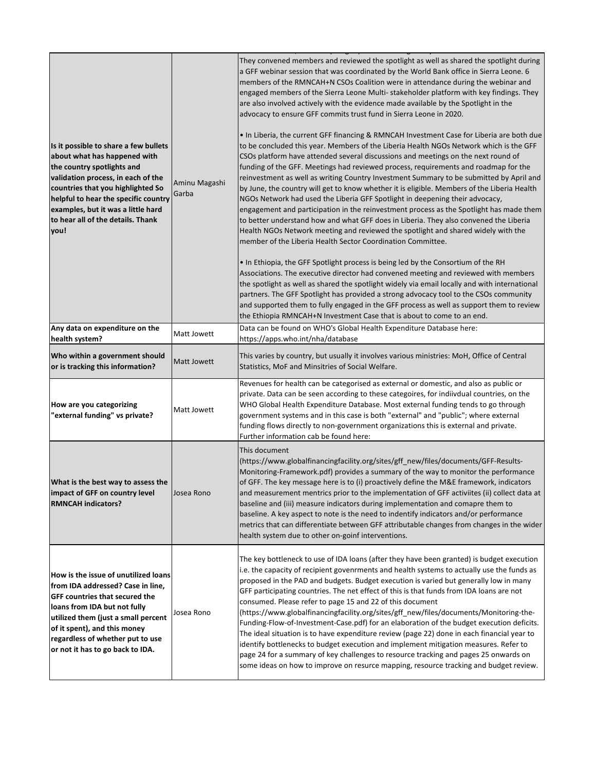| | | |
|---|---|---|
| Is it possible to share a few bullets about what has happened with the country spotlights and validation process, in each of the countries that you highlighted So helpful to hear the specific country examples, but it was a little hard to hear all of the details. Thank you! | Aminu Magashi Garba | They convened members and reviewed the spotlight as well as shared the spotlight during a GFF webinar session that was coordinated by the World Bank office in Sierra Leone. 6 members of the RMNCAH+N CSOs Coalition were in attendance during the webinar and engaged members of the Sierra Leone Multi- stakeholder platform with key findings. They are also involved actively with the evidence made available by the Spotlight in the advocacy to ensure GFF commits trust fund in Sierra Leone in 2020.<br><br>• In Liberia, the current GFF financing & RMNCAH Investment Case for Liberia are both due to be concluded this year. Members of the Liberia Health NGOs Network which is the GFF CSOs platform have attended several discussions and meetings on the next round of funding of the GFF. Meetings had reviewed process, requirements and roadmap for the reinvestment as well as writing Country Investment Summary to be submitted by April and by June, the country will get to know whether it is eligible. Members of the Liberia Health NGOs Network had used the Liberia GFF Spotlight in deepening their advocacy, engagement and participation in the reinvestment process as the Spotlight has made them to better understand how and what GFF does in Liberia. They also convened the Liberia Health NGOs Network meeting and reviewed the spotlight and shared widely with the member of the Liberia Health Sector Coordination Committee.<br><br>• In Ethiopia, the GFF Spotlight process is being led by the Consortium of the RH Associations. The executive director had convened meeting and reviewed with members the spotlight as well as shared the spotlight widely via email locally and with international partners. The GFF Spotlight has provided a strong advocacy tool to the CSOs community and supported them to fully engaged in the GFF process as well as support them to review the Ethiopia RMNCAH+N Investment Case that is about to come to an end. |
| Any data on expenditure on the health system? | Matt Jowett | Data can be found on WHO's Global Health Expenditure Database here: https://apps.who.int/nha/database |
| Who within a government should or is tracking this information? | Matt Jowett | This varies by country, but usually it involves various ministries: MoH, Office of Central Statistics, MoF and Minsitries of Social Welfare. |
| How are you categorizing "external funding" vs private? | Matt Jowett | Revenues for health can be categorised as external or domestic, and also as public or private. Data can be seen according to these categoires, for indiivdual countries, on the WHO Global Health Expenditure Database. Most external funding tends to go through government systems and in this case is both "external" and "public"; where external funding flows directly to non-government organizations this is external and private. Further information cab be found here: |
| What is the best way to assess the impact of GFF on country level RMNCAH indicators? | Josea Rono | This document (https://www.globalfinancingfacility.org/sites/gff_new/files/documents/GFF-Results-Monitoring-Framework.pdf) provides a summary of the way to monitor the performance of GFF. The key message here is to (i) proactively define the M&E framework, indicators and measurement mentrics prior to the implementation of GFF activiites (ii) collect data at baseline and (iii) measure indicators during implementation and comapre them to baseline. A key aspect to note is the need to indentify indicators and/or performance metrics that can differentiate between GFF attributable changes from changes in the wider health system due to other on-goinf interventions. |
| How is the issue of unutilized loans from IDA addressed? Case in line, GFF countries that secured the loans from IDA but not fully utilized them (just a small percent of it spent), and this money regardless of whether put to use or not it has to go back to IDA. | Josea Rono | The key bottleneck to use of IDA loans (after they have been granted) is budget execution i.e. the capacity of recipient govenrments and health systems to actually use the funds as proposed in the PAD and budgets. Budget execution is varied but generally low in many GFF participating countries. The net effect of this is that funds from IDA loans are not consumed. Please refer to page 15 and 22 of this document (https://www.globalfinancingfacility.org/sites/gff_new/files/documents/Monitoring-the-Funding-Flow-of-Investment-Case.pdf) for an elaboration of the budget execution deficits. The ideal situation is to have expenditure review (page 22) done in each financial year to identify bottlenecks to budget execution and implement mitigation measures. Refer to page 24 for a summary of key challenges to resource tracking and pages 25 onwards on some ideas on how to improve on resurce mapping, resource tracking and budget review. |